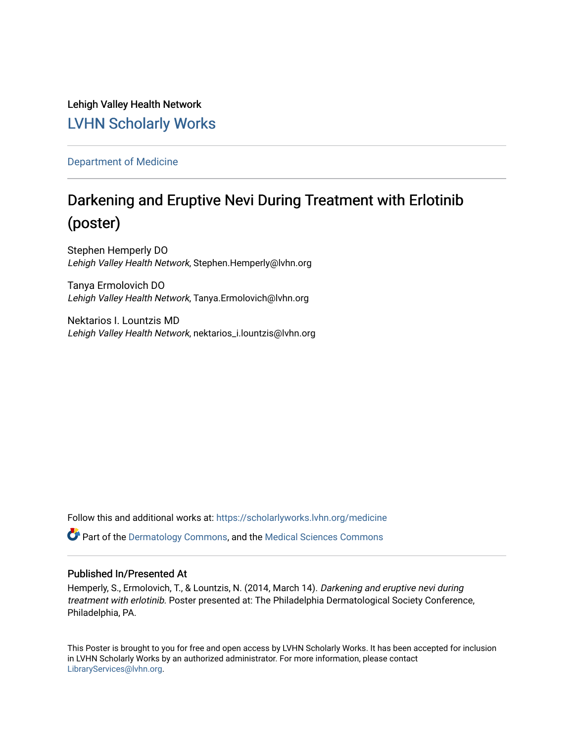Lehigh Valley Health Network

## LVHN Scholarly Works

---

Department of Medicine

---

# Darkening and Eruptive Nevi During Treatment with Erlotinib (poster)

Stephen Hemperly DO
*Lehigh Valley Health Network*, Stephen.Hemperly@lvhn.org

Tanya Ermolovich DO
*Lehigh Valley Health Network*, Tanya.Ermolovich@lvhn.org

Nektarios I. Lountzis MD
*Lehigh Valley Health Network*, nektarios_i.lountzis@lvhn.org

Follow this and additional works at: https://scholarlyworks.lvhn.org/medicine

Part of the Dermatology Commons, and the Medical Sciences Commons

---

### Published In/Presented At

Hemperly, S., Ermolovich, T., & Lountzis, N. (2014, March 14). *Darkening and eruptive nevi during treatment with erlotinib.* Poster presented at: The Philadelphia Dermatological Society Conference, Philadelphia, PA.

This Poster is brought to you for free and open access by LVHN Scholarly Works. It has been accepted for inclusion in LVHN Scholarly Works by an authorized administrator. For more information, please contact LibraryServices@lvhn.org.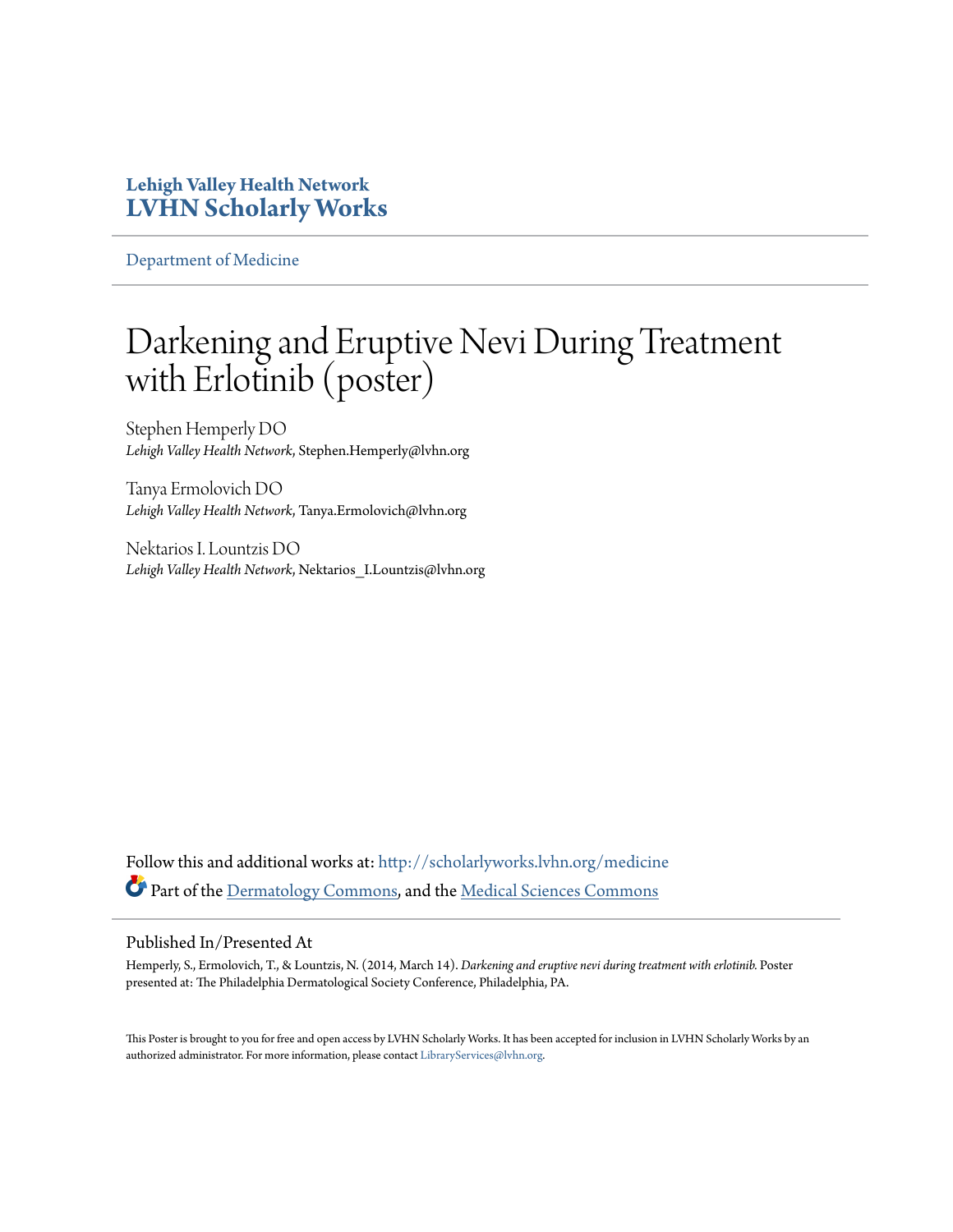**Lehigh Valley Health Network**
**LVHN Scholarly Works**

Department of Medicine

# Darkening and Eruptive Nevi During Treatment with Erlotinib (poster)

Stephen Hemperly DO
*Lehigh Valley Health Network*, Stephen.Hemperly@lvhn.org

Tanya Ermolovich DO
*Lehigh Valley Health Network*, Tanya.Ermolovich@lvhn.org

Nektarios I. Lountzis DO
*Lehigh Valley Health Network*, Nektarios_I.Lountzis@lvhn.org

Follow this and additional works at: http://scholarlyworks.lvhn.org/medicine
Part of the Dermatology Commons, and the Medical Sciences Commons

## Published In/Presented At

Hemperly, S., Ermolovich, T., & Lountzis, N. (2014, March 14). *Darkening and eruptive nevi during treatment with erlotinib.* Poster presented at: The Philadelphia Dermatological Society Conference, Philadelphia, PA.

This Poster is brought to you for free and open access by LVHN Scholarly Works. It has been accepted for inclusion in LVHN Scholarly Works by an authorized administrator. For more information, please contact LibraryServices@lvhn.org.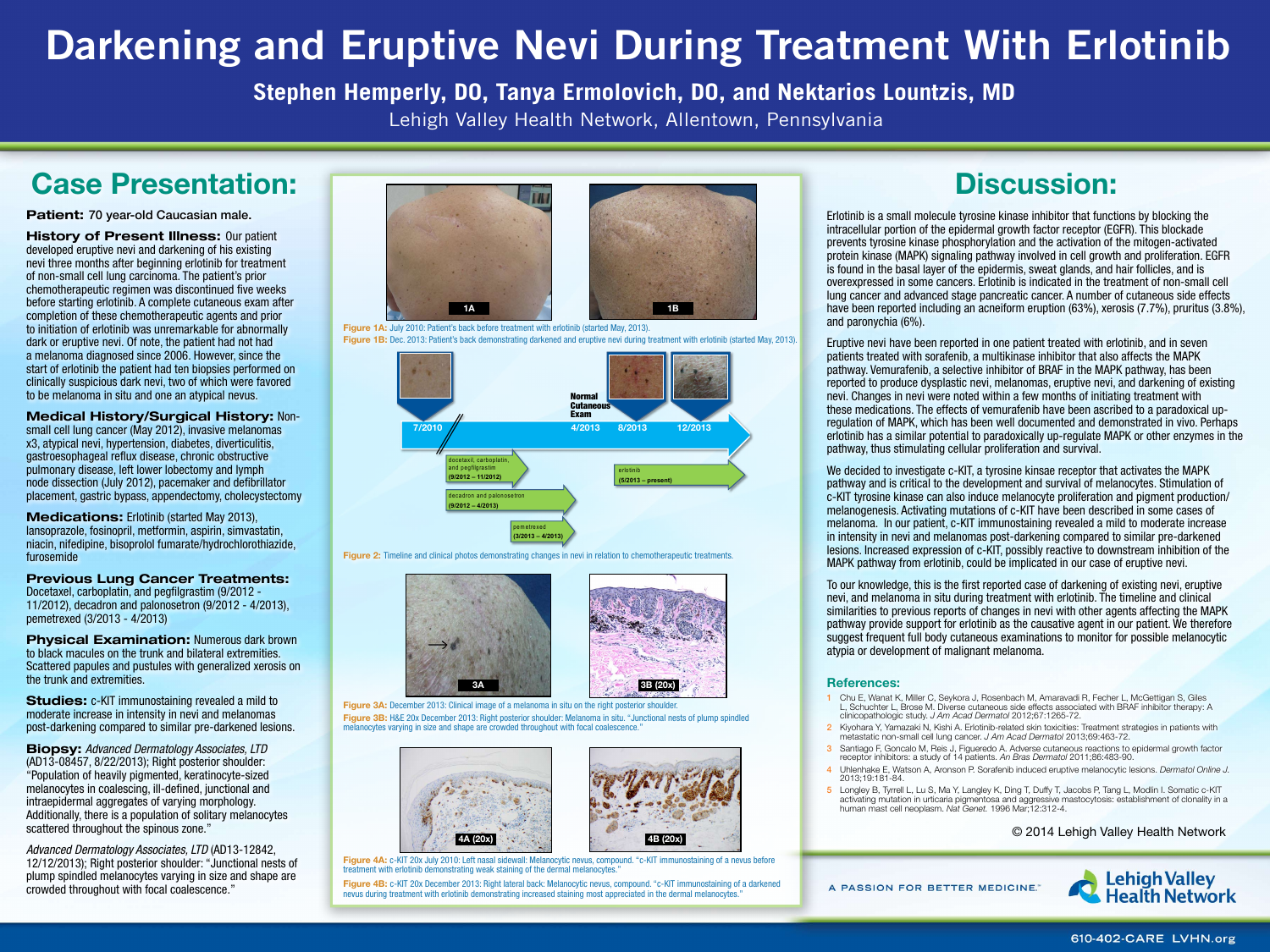# Darkening and Eruptive Nevi During Treatment With Erlotinib

**Stephen Hemperly, DO, Tanya Ermolovich, DO, and Nektarios Lountzis, MD**

Lehigh Valley Health Network, Allentown, Pennsylvania

## Case Presentation:

**Patient:** 70 year-old Caucasian male.

**History of Present Illness:** Our patient developed eruptive nevi and darkening of his existing nevi three months after beginning erlotinib for treatment of non-small cell lung carcinoma. The patient's prior chemotherapeutic regimen was discontinued five weeks before starting erlotinib. A complete cutaneous exam after completion of these chemotherapeutic agents and prior to initiation of erlotinib was unremarkable for abnormally dark or eruptive nevi. Of note, the patient had not had a melanoma diagnosed since 2006. However, since the start of erlotinib the patient had ten biopsies performed on clinically suspicious dark nevi, two of which were favored to be melanoma in situ and one an atypical nevus.

**Medical History/Surgical History:** Non-small cell lung cancer (May 2012), invasive melanomas x3, atypical nevi, hypertension, diabetes, diverticulitis, gastroesophageal reflux disease, chronic obstructive pulmonary disease, left lower lobectomy and lymph node dissection (July 2012), pacemaker and defibrillator placement, gastric bypass, appendectomy, cholecystectomy

**Medications:** Erlotinib (started May 2013), lansoprazole, fosinopril, metformin, aspirin, simvastatin, niacin, nifedipine, bisoprolol fumarate/hydrochlorothiazide, furosemide

**Previous Lung Cancer Treatments:** Docetaxel, carboplatin, and pegfilgrastim (9/2012 - 11/2012), decadron and palonosetron (9/2012 - 4/2013), pemetrexed (3/2013 - 4/2013)

**Physical Examination:** Numerous dark brown to black macules on the trunk and bilateral extremities. Scattered papules and pustules with generalized xerosis on the trunk and extremities.

**Studies:** c-KIT immunostaining revealed a mild to moderate increase in intensity in nevi and melanomas post-darkening compared to similar pre-darkened lesions.

**Biopsy:** *Advanced Dermatology Associates, LTD* (AD13-08457, 8/22/2013); Right posterior shoulder: "Population of heavily pigmented, keratinocyte-sized melanocytes in coalescing, ill-defined, junctional and intraepidermal aggregates of varying morphology. Additionally, there is a population of solitary melanocytes scattered throughout the spinous zone."

*Advanced Dermatology Associates, LTD* (AD13-12842, 12/12/2013); Right posterior shoulder: "Junctional nests of plump spindled melanocytes varying in size and shape are crowded throughout with focal coalescence."

1A

1B

**Figure 1A:** July 2010: Patient's back before treatment with erlotinib (started May, 2013).
**Figure 1B:** Dec. 2013: Patient's back demonstrating darkened and eruptive nevi during treatment with erlotinib (started May, 2013).

7/2010
4/2013
Normal Cutaneous Exam
8/2013
12/2013
docetaxel, carboplatin, and pegfilgrastim (9/2012 – 11/2012)
decadron and palonosetron (9/2012 – 4/2013)
pemetrexed (3/2013 – 4/2013)
erlotinib (5/2013 – present)

**Figure 2:** Timeline and clinical photos demonstrating changes in nevi in relation to chemotherapeutic treatments.

3A

3B (20x)

**Figure 3A:** December 2013: Clinical image of a melanoma in situ on the right posterior shoulder.
**Figure 3B:** H&E 20x December 2013: Right posterior shoulder: Melanoma in situ. "Junctional nests of plump spindled melanocytes varying in size and shape are crowded throughout with focal coalescence."

4A (20x)

4B (20x)

**Figure 4A:** c-KIT 20x July 2010: Left nasal sidewall: Melanocytic nevus, compound. "c-KIT immunostaining of a nevus before treatment with erlotinib demonstrating weak staining of the dermal melanocytes."
**Figure 4B:** c-KIT 20x December 2013: Right lateral back: Melanocytic nevus, compound. "c-KIT immunostaining of a darkened nevus during treatment with erlotinib demonstrating increased staining most appreciated in the dermal melanocytes."

## Discussion:

Erlotinib is a small molecule tyrosine kinase inhibitor that functions by blocking the intracellular portion of the epidermal growth factor receptor (EGFR). This blockade prevents tyrosine kinase phosphorylation and the activation of the mitogen-activated protein kinase (MAPK) signaling pathway involved in cell growth and proliferation. EGFR is found in the basal layer of the epidermis, sweat glands, and hair follicles, and is overexpressed in some cancers. Erlotinib is indicated in the treatment of non-small cell lung cancer and advanced stage pancreatic cancer. A number of cutaneous side effects have been reported including an acneiform eruption (63%), xerosis (7.7%), pruritus (3.8%), and paronychia (6%).

Eruptive nevi have been reported in one patient treated with erlotinib, and in seven patients treated with sorafenib, a multikinase inhibitor that also affects the MAPK pathway. Vemurafenib, a selective inhibitor of BRAF in the MAPK pathway, has been reported to produce dysplastic nevi, melanomas, eruptive nevi, and darkening of existing nevi. Changes in nevi were noted within a few months of initiating treatment with these medications. The effects of vemurafenib have been ascribed to a paradoxical up-regulation of MAPK, which has been well documented and demonstrated in vivo. Perhaps erlotinib has a similar potential to paradoxically up-regulate MAPK or other enzymes in the pathway, thus stimulating cellular proliferation and survival.

We decided to investigate c-KIT, a tyrosine kinsae receptor that activates the MAPK pathway and is critical to the development and survival of melanocytes. Stimulation of c-KIT tyrosine kinase can also induce melanocyte proliferation and pigment production/melanogenesis. Activating mutations of c-KIT have been described in some cases of melanoma. In our patient, c-KIT immunostaining revealed a mild to moderate increase in intensity in nevi and melanomas post-darkening compared to similar pre-darkened lesions. Increased expression of c-KIT, possibly reactive to downstream inhibition of the MAPK pathway from erlotinib, could be implicated in our case of eruptive nevi.

To our knowledge, this is the first reported case of darkening of existing nevi, eruptive nevi, and melanoma in situ during treatment with erlotinib. The timeline and clinical similarities to previous reports of changes in nevi with other agents affecting the MAPK pathway provide support for erlotinib as the causative agent in our patient. We therefore suggest frequent full body cutaneous examinations to monitor for possible melanocytic atypia or development of malignant melanoma.

### References:

1. Chu E, Wanat K, Miller C, Seykora J, Rosenbach M, Amaravadi R, Fecher L, McGettigan S, Giles L, Schuchter L, Brose M. Diverse cutaneous side effects associated with BRAF inhibitor therapy: A clinicopathologic study. *J Am Acad Dermatol* 2012;67:1265-72.
2. Kiyohara Y, Yamazaki N, Kishi A. Erlotinib-related skin toxicities: Treatment strategies in patients with metastatic non-small cell lung cancer. *J Am Acad Dermatol* 2013;69:463-72.
3. Santiago F, Goncalo M, Reis J, Figueredo A. Adverse cutaneous reactions to epidermal growth factor receptor inhibitors: a study of 14 patients. *An Bras Dermatol* 2011;86:483-90.
4. Uhlenhake E, Watson A, Aronson P. Sorafenib induced eruptive melanocytic lesions. *Dermatol Online J.* 2013;19:181-84.
5. Longley B, Tyrrell L, Lu S, Ma Y, Langley K, Ding T, Duffy T, Jacobs P, Tang L, Modlin I. Somatic c-KIT activating mutation in urticaria pigmentosa and aggressive mastocytosis: establishment of clonality in a human mast cell neoplasm. *Nat Genet.* 1996 Mar;12:312-4.

© 2014 Lehigh Valley Health Network

A PASSION FOR BETTER MEDICINE.™

Lehigh Valley Health Network

610-402-CARE LVHN.org